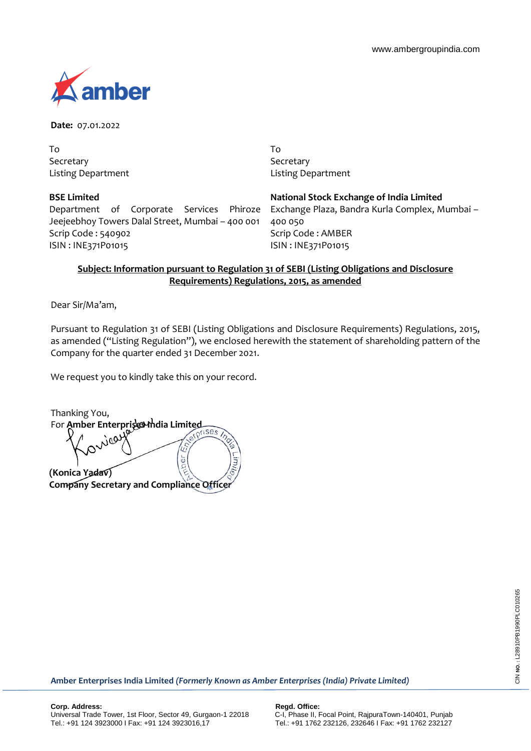www.ambergroupindia.com

**Date:** 07.01.2022

To
Secretary
Listing Department

**BSE Limited**
Department of Corporate Services Phiroze Jeejeebhoy Towers Dalal Street, Mumbai – 400 001
Scrip Code : 540902
ISIN : INE371P01015

To
Secretary
Listing Department

**National Stock Exchange of India Limited**
Exchange Plaza, Bandra Kurla Complex, Mumbai – 400 050
Scrip Code : AMBER
ISIN : INE371P01015

**Subject: Information pursuant to Regulation 31 of SEBI (Listing Obligations and Disclosure Requirements) Regulations, 2015, as amended**

Dear Sir/Ma'am,

Pursuant to Regulation 31 of SEBI (Listing Obligations and Disclosure Requirements) Regulations, 2015, as amended ("Listing Regulation"), we enclosed herewith the statement of shareholding pattern of the Company for the quarter ended 31 December 2021.

We request you to kindly take this on your record.

Thanking You,
For **Amber Enterprises India Limited**

**(Konica Yadav)**
**Company Secretary and Compliance Officer**

**Amber Enterprises India Limited** ***(Formerly Known as Amber Enterprises (India) Private Limited)***

CIN NO.: L28910PB1990PLC010265

**Corp. Address:**
Universal Trade Tower, 1st Floor, Sector 49, Gurgaon-1 22018
Tel.: +91 124 3923000 I Fax: +91 124 3923016,17

**Regd. Office:**
C-I, Phase II, Focal Point, RajpuraTown-140401, Punjab
Tel.: +91 1762 232126, 232646 I Fax: +91 1762 232127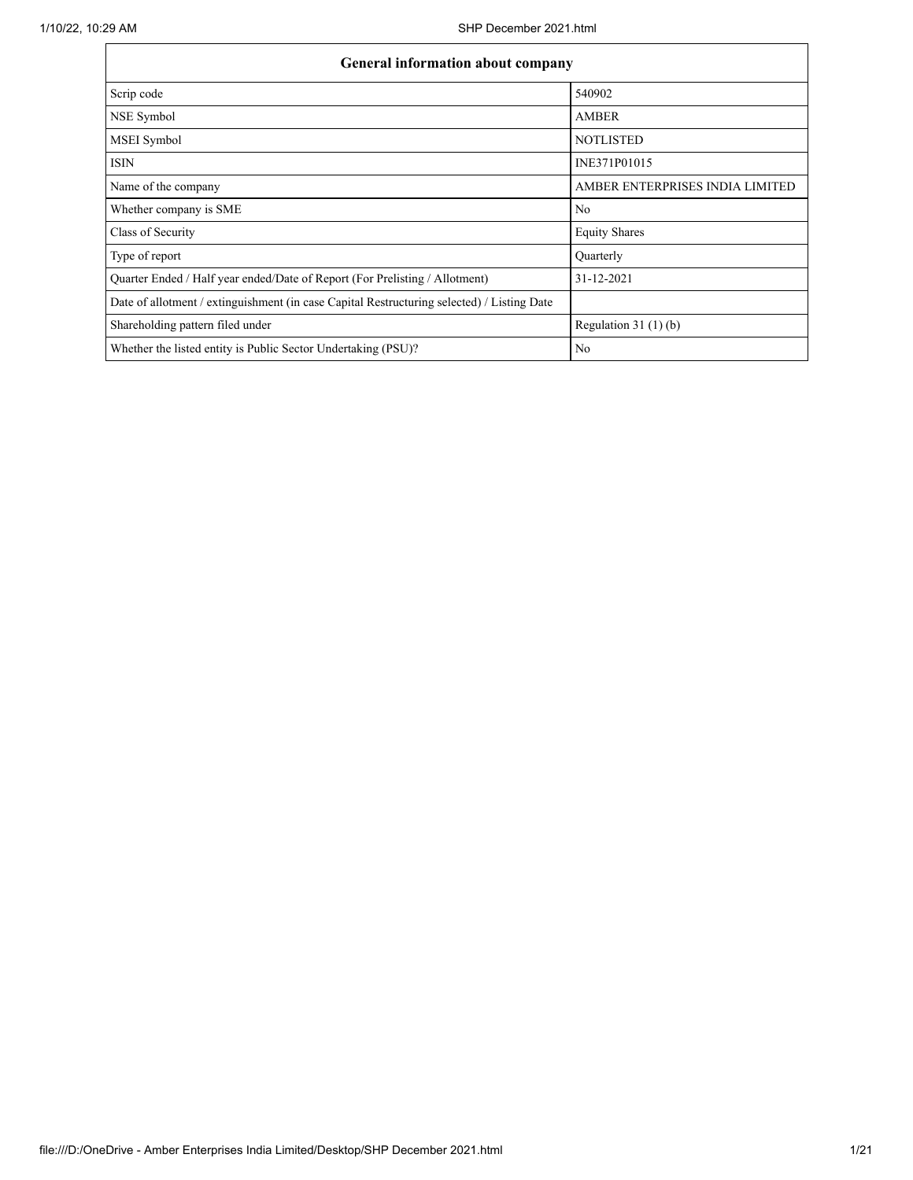| General information about company | |
|---|---|
| Scrip code | 540902 |
| NSE Symbol | AMBER |
| MSEI Symbol | NOTLISTED |
| ISIN | INE371P01015 |
| Name of the company | AMBER ENTERPRISES INDIA LIMITED |
| Whether company is SME | No |
| Class of Security | Equity Shares |
| Type of report | Quarterly |
| Quarter Ended / Half year ended/Date of Report (For Prelisting / Allotment) | 31-12-2021 |
| Date of allotment / extinguishment (in case Capital Restructuring selected) / Listing Date | |
| Shareholding pattern filed under | Regulation 31 (1) (b) |
| Whether the listed entity is Public Sector Undertaking (PSU)? | No |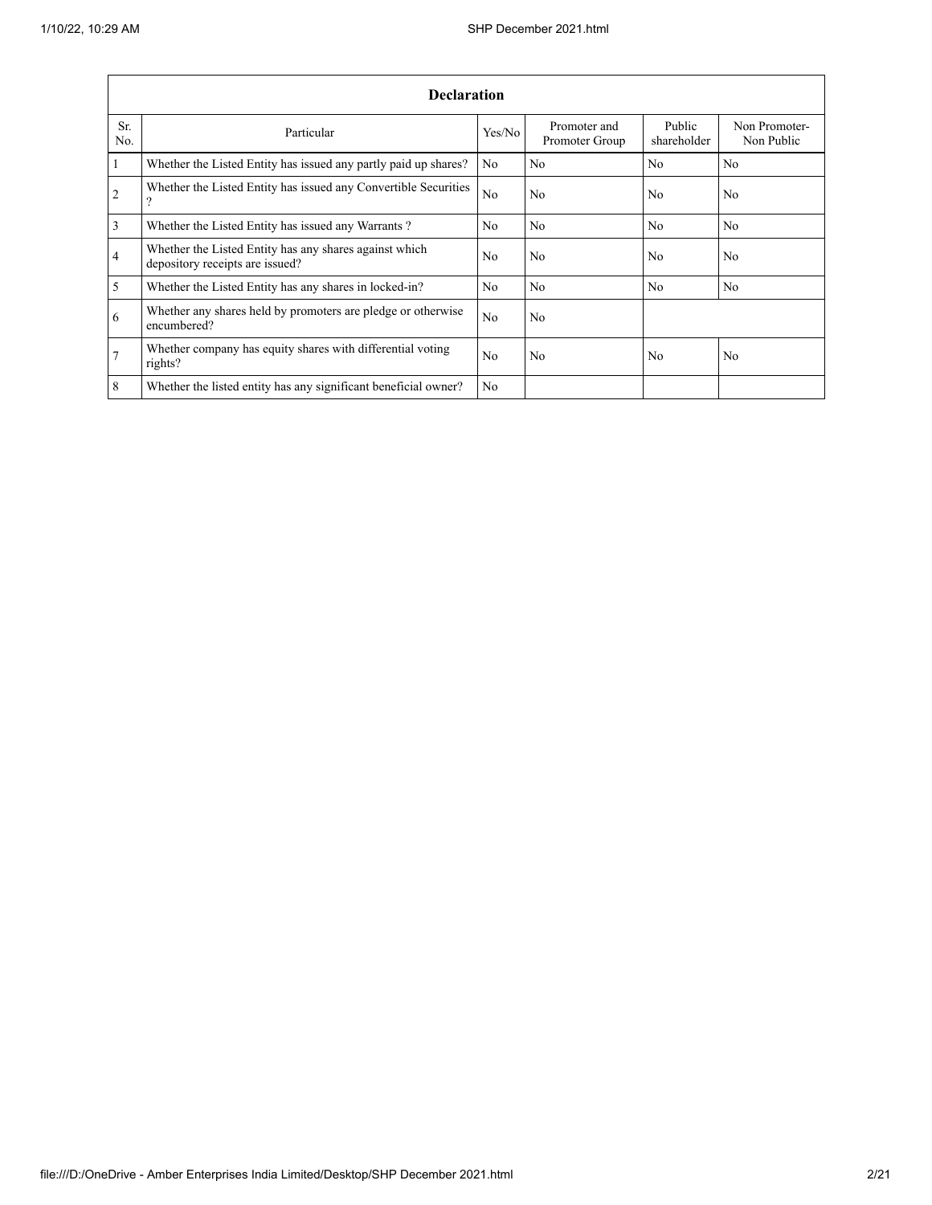| Declaration | | | | | |
|---|---|---|---|---|---|
| Sr. No. | Particular | Yes/No | Promoter and Promoter Group | Public shareholder | Non Promoter- Non Public |
| 1 | Whether the Listed Entity has issued any partly paid up shares? | No | No | No | No |
| 2 | Whether the Listed Entity has issued any Convertible Securities ? | No | No | No | No |
| 3 | Whether the Listed Entity has issued any Warrants ? | No | No | No | No |
| 4 | Whether the Listed Entity has any shares against which depository receipts are issued? | No | No | No | No |
| 5 | Whether the Listed Entity has any shares in locked-in? | No | No | No | No |
| 6 | Whether any shares held by promoters are pledge or otherwise encumbered? | No | No | | |
| 7 | Whether company has equity shares with differential voting rights? | No | No | No | No |
| 8 | Whether the listed entity has any significant beneficial owner? | No | | | |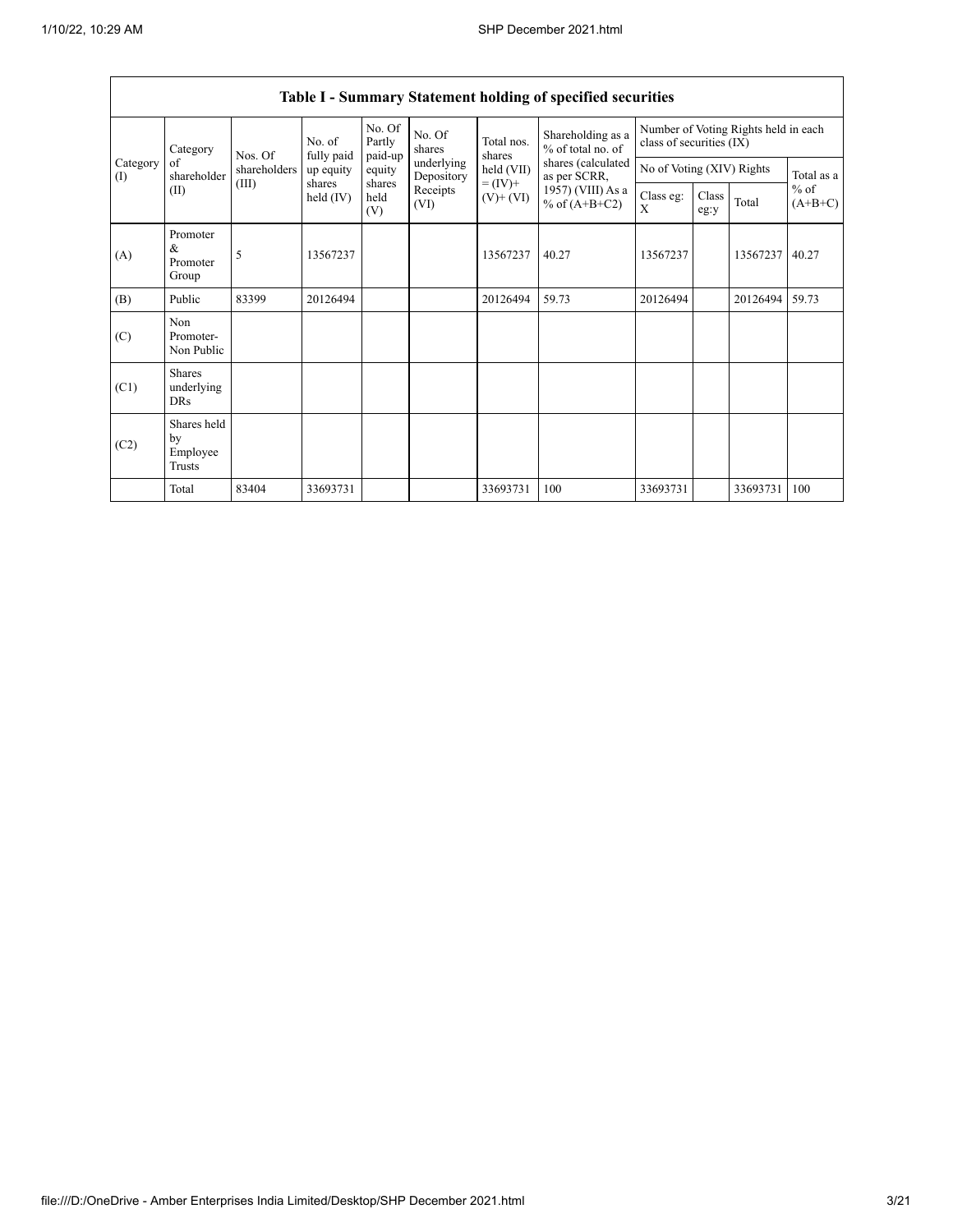| Table I - Summary Statement holding of specified securities | | | | | | | | | | | | |
|---|---|---|---|---|---|---|---|---|---|---|---|---|
| Category (I) | Category of shareholder (II) | Nos. Of shareholders (III) | No. of fully paid up equity shares held (IV) | No. Of Partly paid-up equity shares held (V) | No. Of shares underlying Depository Receipts (VI) | Total nos. shares held (VII) = (IV)+ (V)+ (VI) | Shareholding as a % of total no. of shares (calculated as per SCRR, 1957) (VIII) As a % of (A+B+C2) | Number of Voting Rights held in each class of securities (IX) | | | |
| | | | | | | | | No of Voting (XIV) Rights | | | Total as a % of (A+B+C) |
| | | | | | | | | Class eg: X | Class eg:y | Total | |
| (A) | Promoter & Promoter Group | 5 | 13567237 | | | 13567237 | 40.27 | 13567237 | | 13567237 | 40.27 |
| (B) | Public | 83399 | 20126494 | | | 20126494 | 59.73 | 20126494 | | 20126494 | 59.73 |
| (C) | Non Promoter- Non Public | | | | | | | | | | |
| (C1) | Shares underlying DRs | | | | | | | | | | |
| (C2) | Shares held by Employee Trusts | | | | | | | | | | |
| | Total | 83404 | 33693731 | | | 33693731 | 100 | 33693731 | | 33693731 | 100 |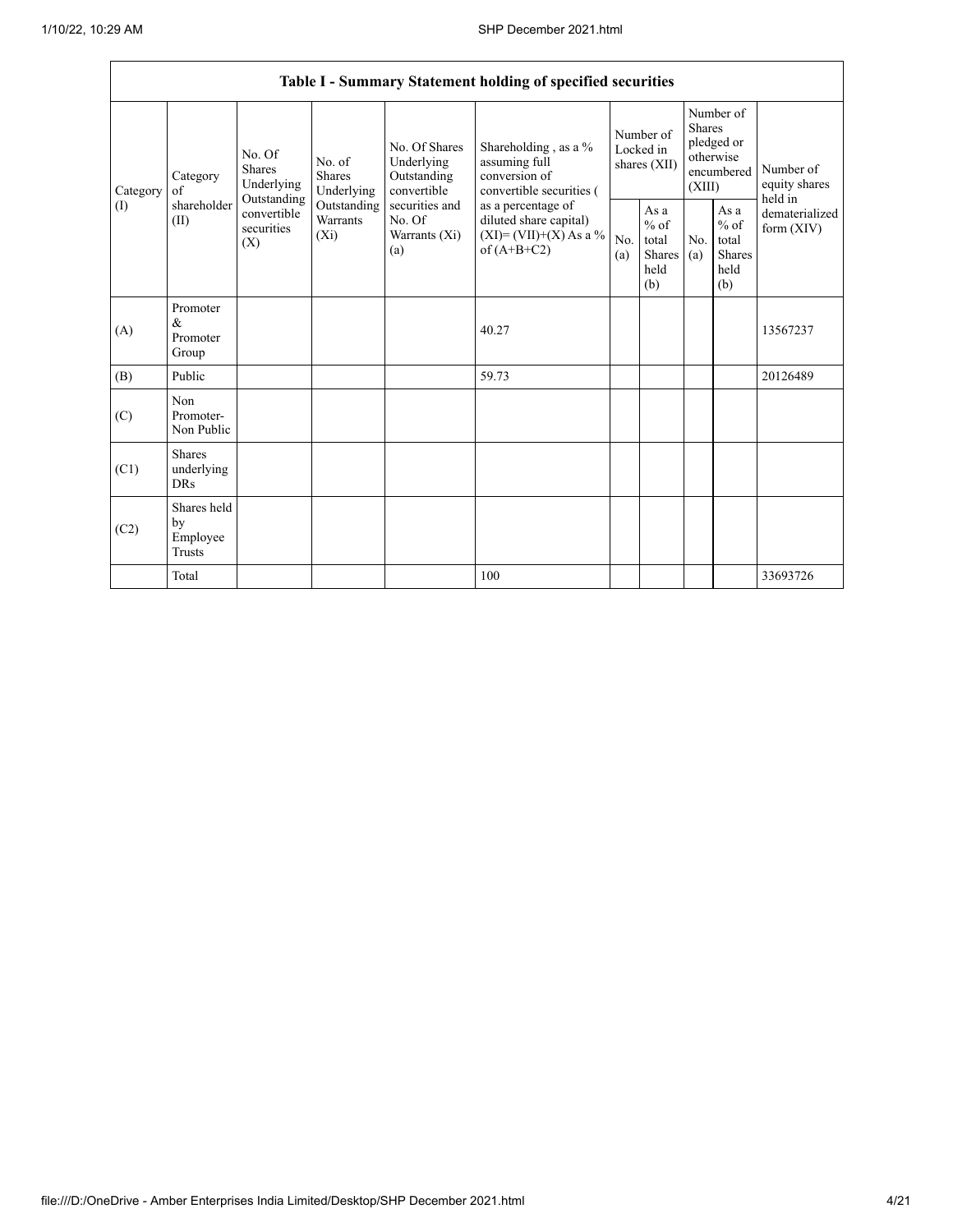| Table I - Summary Statement holding of specified securities | | | | | | | | | | | |
|---|---|---|---|---|---|---|---|---|---|---|---|
| Category (I) | Category of shareholder (II) | No. Of Shares Underlying Outstanding convertible securities (X) | No. of Shares Underlying Outstanding Warrants (Xi) | No. Of Shares Underlying Outstanding convertible securities and No. Of Warrants (Xi) (a) | Shareholding , as a % assuming full conversion of convertible securities ( as a percentage of diluted share capital) (XI)= (VII)+(X) As a % of (A+B+C2) | Number of Locked in shares (XII) | | Number of Shares pledged or otherwise encumbered (XIII) | | Number of equity shares held in dematerialized form (XIV) |
| | | | | | | No. (a) | As a % of total Shares held (b) | No. (a) | As a % of total Shares held (b) | |
| (A) | Promoter & Promoter Group | | | | 40.27 | | | | | 13567237 |
| (B) | Public | | | | 59.73 | | | | | 20126489 |
| (C) | Non Promoter- Non Public | | | | | | | | | |
| (C1) | Shares underlying DRs | | | | | | | | | |
| (C2) | Shares held by Employee Trusts | | | | | | | | | |
| | Total | | | | 100 | | | | | 33693726 |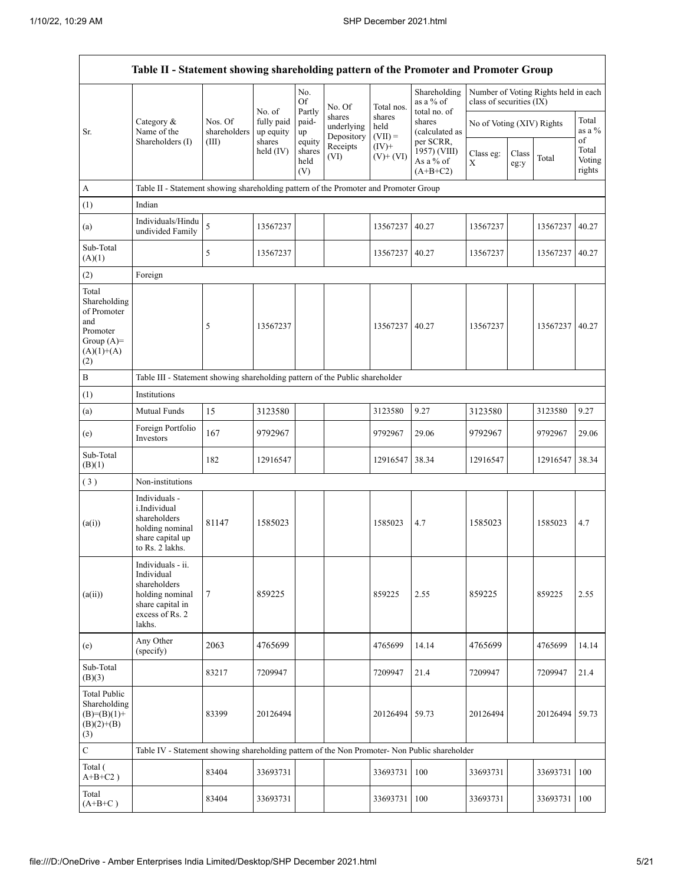| Table II - Statement showing shareholding pattern of the Promoter and Promoter Group | | | | | | | | | | | |
|---|---|---|---|---|---|---|---|---|---|---|---|
| Sr. | Category & Name of the Shareholders (I) | Nos. Of shareholders (III) | No. of fully paid up equity shares held (IV) | No. Of Partly paid-up equity shares held (V) | No. Of shares underlying Depository Receipts (VI) | Total nos. shares held (VII) = (IV)+ (V)+ (VI) | Shareholding as a % of total no. of shares (calculated as per SCRR, 1957) (VIII) As a % of (A+B+C2) | Number of Voting Rights held in each class of securities (IX) | | | |
| | | | | | | | | No of Voting (XIV) Rights | | | Total as a % of Total Voting rights |
| | | | | | | | | Class eg: X | Class eg:y | Total | |
| A | Table II - Statement showing shareholding pattern of the Promoter and Promoter Group | | | | | | | | | | |
| (1) | Indian | | | | | | | | | | |
| (a) | Individuals/Hindu undivided Family | 5 | 13567237 | | | 13567237 | 40.27 | 13567237 | | 13567237 | 40.27 |
| Sub-Total (A)(1) | | 5 | 13567237 | | | 13567237 | 40.27 | 13567237 | | 13567237 | 40.27 |
| (2) | Foreign | | | | | | | | | | |
| Total Shareholding of Promoter and Promoter Group (A)=(A)(1)+(A)(2) | | 5 | 13567237 | | | 13567237 | 40.27 | 13567237 | | 13567237 | 40.27 |
| B | Table III - Statement showing shareholding pattern of the Public shareholder | | | | | | | | | | |
| (1) | Institutions | | | | | | | | | | |
| (a) | Mutual Funds | 15 | 3123580 | | | 3123580 | 9.27 | 3123580 | | 3123580 | 9.27 |
| (e) | Foreign Portfolio Investors | 167 | 9792967 | | | 9792967 | 29.06 | 9792967 | | 9792967 | 29.06 |
| Sub-Total (B)(1) | | 182 | 12916547 | | | 12916547 | 38.34 | 12916547 | | 12916547 | 38.34 |
| ( 3 ) | Non-institutions | | | | | | | | | | |
| (a(i)) | Individuals - i.Individual shareholders holding nominal share capital up to Rs. 2 lakhs. | 81147 | 1585023 | | | 1585023 | 4.7 | 1585023 | | 1585023 | 4.7 |
| (a(ii)) | Individuals - ii. Individual shareholders holding nominal share capital in excess of Rs. 2 lakhs. | 7 | 859225 | | | 859225 | 2.55 | 859225 | | 859225 | 2.55 |
| (e) | Any Other (specify) | 2063 | 4765699 | | | 4765699 | 14.14 | 4765699 | | 4765699 | 14.14 |
| Sub-Total (B)(3) | | 83217 | 7209947 | | | 7209947 | 21.4 | 7209947 | | 7209947 | 21.4 |
| Total Public Shareholding (B)=(B)(1)+(B)(2)+(B)(3) | | 83399 | 20126494 | | | 20126494 | 59.73 | 20126494 | | 20126494 | 59.73 |
| C | Table IV - Statement showing shareholding pattern of the Non Promoter- Non Public shareholder | | | | | | | | | | |
| Total ( A+B+C2 ) | | 83404 | 33693731 | | | 33693731 | 100 | 33693731 | | 33693731 | 100 |
| Total (A+B+C ) | | 83404 | 33693731 | | | 33693731 | 100 | 33693731 | | 33693731 | 100 |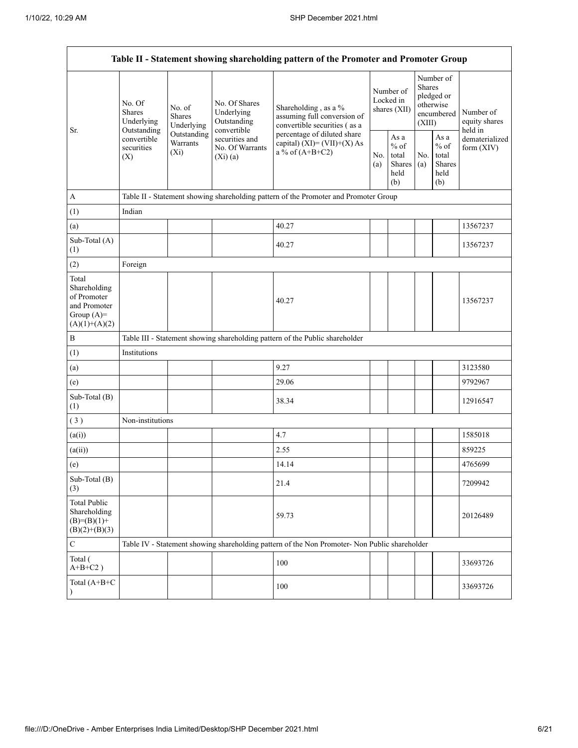| Table II - Statement showing shareholding pattern of the Promoter and Promoter Group | | | | | | | | | |
|---|---|---|---|---|---|---|---|---|---|
| Sr. | No. Of Shares Underlying Outstanding convertible securities (X) | No. of Shares Underlying Outstanding Warrants (Xi) | No. Of Shares Underlying Outstanding convertible securities and No. Of Warrants (Xi) (a) | Shareholding , as a % assuming full conversion of convertible securities ( as a percentage of diluted share capital) (XI)= (VII)+(X) As a % of (A+B+C2) | Number of Locked in shares (XII) | | Number of Shares pledged or otherwise encumbered (XIII) | | Number of equity shares held in dematerialized form (XIV) |
| | | | | | No. (a) | As a % of total Shares held (b) | No. (a) | As a % of total Shares held (b) | |
| A | Table II - Statement showing shareholding pattern of the Promoter and Promoter Group | | | | | | | | |
| (1) | Indian | | | | | | | | |
| (a) | | | | 40.27 | | | | | 13567237 |
| Sub-Total (A) (1) | | | | 40.27 | | | | | 13567237 |
| (2) | Foreign | | | | | | | | |
| Total Shareholding of Promoter and Promoter Group (A)= (A)(1)+(A)(2) | | | | 40.27 | | | | | 13567237 |
| B | Table III - Statement showing shareholding pattern of the Public shareholder | | | | | | | | |
| (1) | Institutions | | | | | | | | |
| (a) | | | | 9.27 | | | | | 3123580 |
| (e) | | | | 29.06 | | | | | 9792967 |
| Sub-Total (B) (1) | | | | 38.34 | | | | | 12916547 |
| ( 3 ) | Non-institutions | | | | | | | | |
| (a(i)) | | | | 4.7 | | | | | 1585018 |
| (a(ii)) | | | | 2.55 | | | | | 859225 |
| (e) | | | | 14.14 | | | | | 4765699 |
| Sub-Total (B) (3) | | | | 21.4 | | | | | 7209942 |
| Total Public Shareholding (B)=(B)(1)+ (B)(2)+(B)(3) | | | | 59.73 | | | | | 20126489 |
| C | Table IV - Statement showing shareholding pattern of the Non Promoter- Non Public shareholder | | | | | | | | |
| Total ( A+B+C2 ) | | | | 100 | | | | | 33693726 |
| Total (A+B+C ) | | | | 100 | | | | | 33693726 |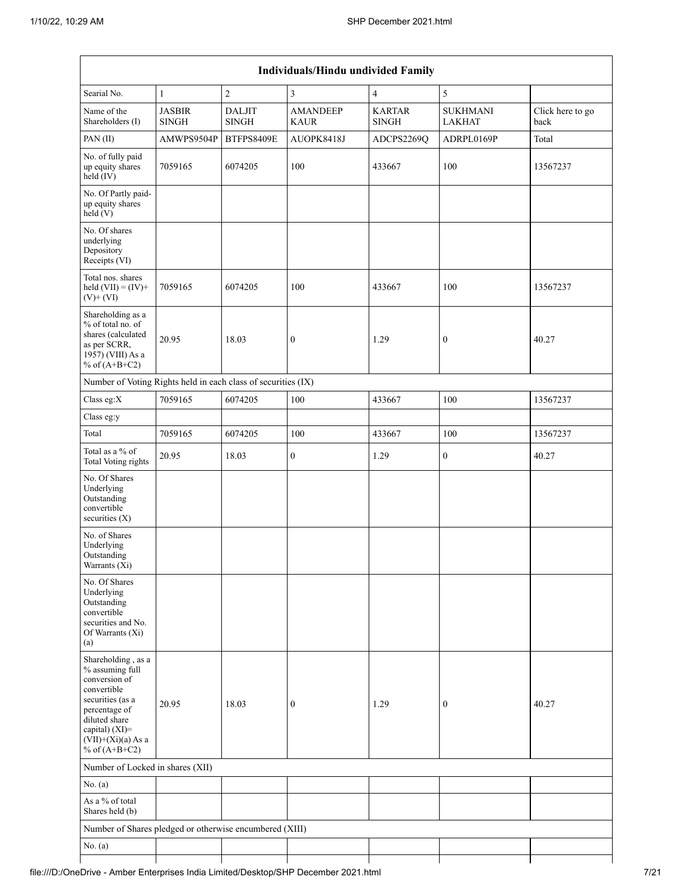| Individuals/Hindu undivided Family | | | | | | |
|---|---|---|---|---|---|---|
| Searial No. | 1 | 2 | 3 | 4 | 5 | |
| Name of the Shareholders (I) | JASBIR SINGH | DALJIT SINGH | AMANDEEP KAUR | KARTAR SINGH | SUKHMANI LAKHAT | Click here to go back |
| PAN (II) | AMWPS9504P | BTFPS8409E | AUOPK8418J | ADCPS2269Q | ADRPL0169P | Total |
| No. of fully paid up equity shares held (IV) | 7059165 | 6074205 | 100 | 433667 | 100 | 13567237 |
| No. Of Partly paid-up equity shares held (V) | | | | | | |
| No. Of shares underlying Depository Receipts (VI) | | | | | | |
| Total nos. shares held (VII) = (IV)+(V)+ (VI) | 7059165 | 6074205 | 100 | 433667 | 100 | 13567237 |
| Shareholding as a % of total no. of shares (calculated as per SCRR, 1957) (VIII) As a % of (A+B+C2) | 20.95 | 18.03 | 0 | 1.29 | 0 | 40.27 |
| Number of Voting Rights held in each class of securities (IX) | | | | | | |
| Class eg:X | 7059165 | 6074205 | 100 | 433667 | 100 | 13567237 |
| Class eg:y | | | | | | |
| Total | 7059165 | 6074205 | 100 | 433667 | 100 | 13567237 |
| Total as a % of Total Voting rights | 20.95 | 18.03 | 0 | 1.29 | 0 | 40.27 |
| No. Of Shares Underlying Outstanding convertible securities (X) | | | | | | |
| No. of Shares Underlying Outstanding Warrants (Xi) | | | | | | |
| No. Of Shares Underlying Outstanding convertible securities and No. Of Warrants (Xi) (a) | | | | | | |
| Shareholding , as a % assuming full conversion of convertible securities (as a percentage of diluted share capital) (XI)= (VII)+(Xi)(a) As a % of (A+B+C2) | 20.95 | 18.03 | 0 | 1.29 | 0 | 40.27 |
| Number of Locked in shares (XII) | | | | | | |
| No. (a) | | | | | | |
| As a % of total Shares held (b) | | | | | | |
| Number of Shares pledged or otherwise encumbered (XIII) | | | | | | |
| No. (a) | | | | | | |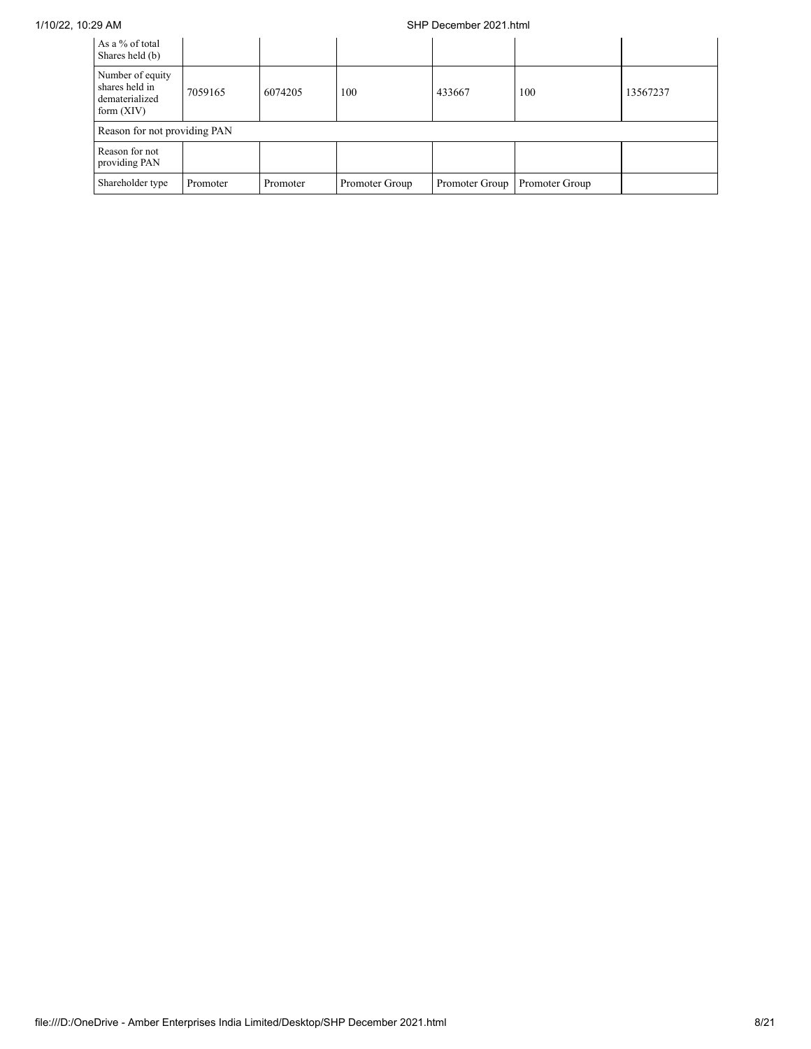| | | | | | | |
|---|---|---|---|---|---|---|
| As a % of total Shares held (b) | | | | | | |
| Number of equity shares held in dematerialized form (XIV) | 7059165 | 6074205 | 100 | 433667 | 100 | 13567237 |
| Reason for not providing PAN | | | | | | |
| Reason for not providing PAN | | | | | | |
| Shareholder type | Promoter | Promoter | Promoter Group | Promoter Group | Promoter Group | |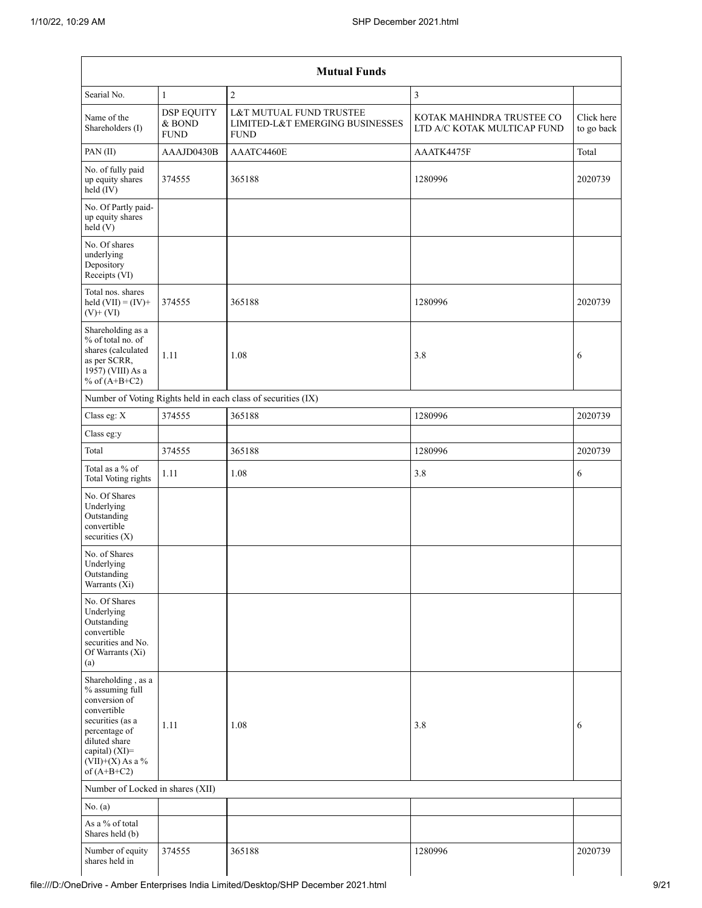| Mutual Funds | | | | |
|---|---|---|---|---|
| Searial No. | 1 | 2 | 3 | |
| Name of the Shareholders (I) | DSP EQUITY & BOND FUND | L&T MUTUAL FUND TRUSTEE LIMITED-L&T EMERGING BUSINESSES FUND | KOTAK MAHINDRA TRUSTEE CO LTD A/C KOTAK MULTICAP FUND | Click here to go back |
| PAN (II) | AAAJD0430B | AAATC4460E | AAATK4475F | Total |
| No. of fully paid up equity shares held (IV) | 374555 | 365188 | 1280996 | 2020739 |
| No. Of Partly paid-up equity shares held (V) | | | | |
| No. Of shares underlying Depository Receipts (VI) | | | | |
| Total nos. shares held (VII) = (IV)+ (V)+ (VI) | 374555 | 365188 | 1280996 | 2020739 |
| Shareholding as a % of total no. of shares (calculated as per SCRR, 1957) (VIII) As a % of (A+B+C2) | 1.11 | 1.08 | 3.8 | 6 |
| Number of Voting Rights held in each class of securities (IX) | | | | |
| Class eg: X | 374555 | 365188 | 1280996 | 2020739 |
| Class eg:y | | | | |
| Total | 374555 | 365188 | 1280996 | 2020739 |
| Total as a % of Total Voting rights | 1.11 | 1.08 | 3.8 | 6 |
| No. Of Shares Underlying Outstanding convertible securities (X) | | | | |
| No. of Shares Underlying Outstanding Warrants (Xi) | | | | |
| No. Of Shares Underlying Outstanding convertible securities and No. Of Warrants (Xi) (a) | | | | |
| Shareholding , as a % assuming full conversion of convertible securities (as a percentage of diluted share capital) (XI)= (VII)+(X) As a % of (A+B+C2) | 1.11 | 1.08 | 3.8 | 6 |
| Number of Locked in shares (XII) | | | | |
| No. (a) | | | | |
| As a % of total Shares held (b) | | | | |
| Number of equity shares held in | 374555 | 365188 | 1280996 | 2020739 |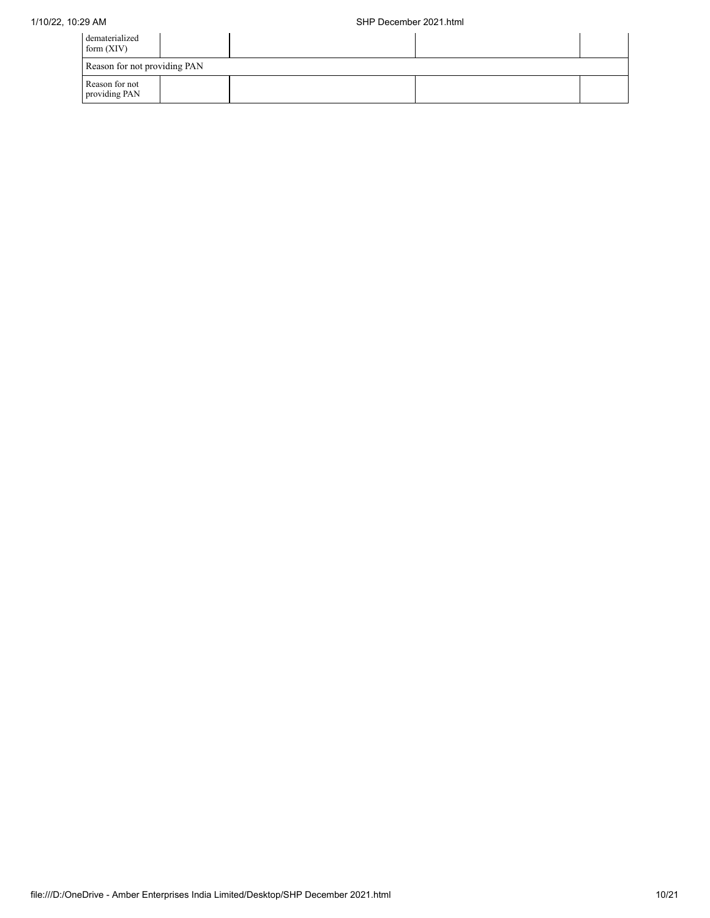| dematerialized form (XIV) | | | | |
| --- | --- | --- | --- | --- |
| Reason for not providing PAN | | | | |
| Reason for not providing PAN | | | | |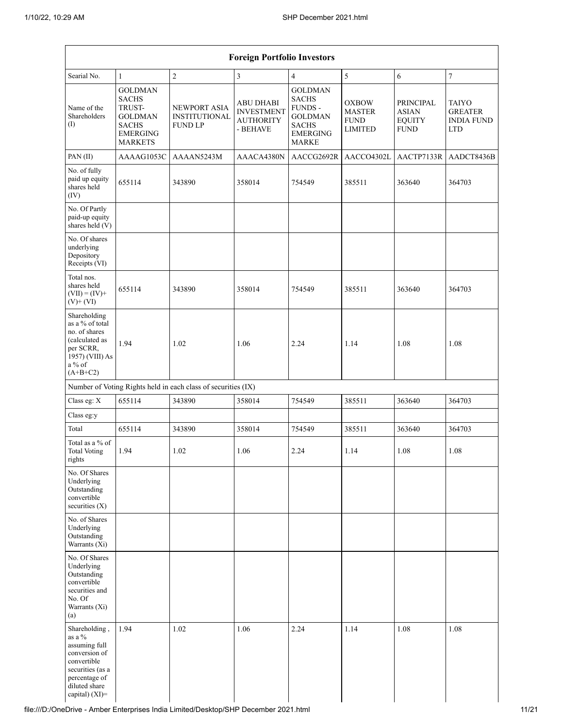| Foreign Portfolio Investors | | | | | | | |
|---|---|---|---|---|---|---|---|
| Searial No. | 1 | 2 | 3 | 4 | 5 | 6 | 7 |
| Name of the Shareholders (I) | GOLDMAN SACHS TRUST-GOLDMAN SACHS EMERGING MARKETS | NEWPORT ASIA INSTITUTIONAL FUND LP | ABU DHABI INVESTMENT AUTHORITY - BEHAVE | GOLDMAN SACHS FUNDS - GOLDMAN SACHS EMERGING MARKE | OXBOW MASTER FUND LIMITED | PRINCIPAL ASIAN EQUITY FUND | TAIYO GREATER INDIA FUND LTD |
| PAN (II) | AAAAG1053C | AAAAN5243M | AAACA4380N | AACCG2692R | AACCO4302L | AACTP7133R | AADCT8436B |
| No. of fully paid up equity shares held (IV) | 655114 | 343890 | 358014 | 754549 | 385511 | 363640 | 364703 |
| No. Of Partly paid-up equity shares held (V) | | | | | | | |
| No. Of shares underlying Depository Receipts (VI) | | | | | | | |
| Total nos. shares held (VII) = (IV)+ (V)+ (VI) | 655114 | 343890 | 358014 | 754549 | 385511 | 363640 | 364703 |
| Shareholding as a % of total no. of shares (calculated as per SCRR, 1957) (VIII) As a % of (A+B+C2) | 1.94 | 1.02 | 1.06 | 2.24 | 1.14 | 1.08 | 1.08 |
| Number of Voting Rights held in each class of securities (IX) | | | | | | | |
| Class eg: X | 655114 | 343890 | 358014 | 754549 | 385511 | 363640 | 364703 |
| Class eg:y | | | | | | | |
| Total | 655114 | 343890 | 358014 | 754549 | 385511 | 363640 | 364703 |
| Total as a % of Total Voting rights | 1.94 | 1.02 | 1.06 | 2.24 | 1.14 | 1.08 | 1.08 |
| No. Of Shares Underlying Outstanding convertible securities (X) | | | | | | | |
| No. of Shares Underlying Outstanding Warrants (Xi) | | | | | | | |
| No. Of Shares Underlying Outstanding convertible securities and No. Of Warrants (Xi) (a) | | | | | | | |
| Shareholding , as a % assuming full conversion of convertible securities (as a percentage of diluted share capital) (XI)= | 1.94 | 1.02 | 1.06 | 2.24 | 1.14 | 1.08 | 1.08 |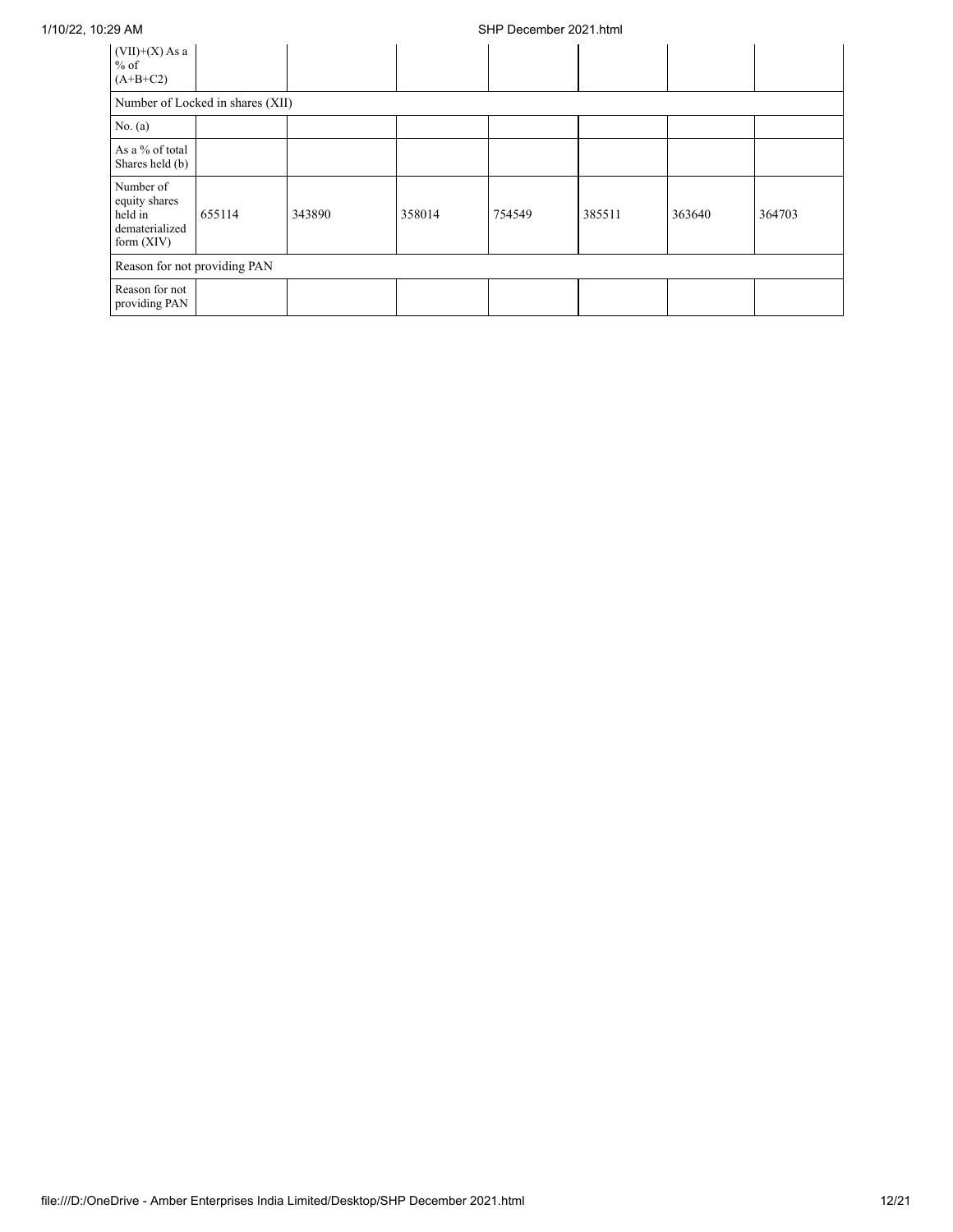| (VII)+(X) As a % of (A+B+C2) | | | | | | | |
|---|---|---|---|---|---|---|---|
| Number of Locked in shares (XII) | | | | | | | |
| No. (a) | | | | | | | |
| As a % of total Shares held (b) | | | | | | | |
| Number of equity shares held in dematerialized form (XIV) | 655114 | 343890 | 358014 | 754549 | 385511 | 363640 | 364703 |
| Reason for not providing PAN | | | | | | | |
| Reason for not providing PAN | | | | | | | |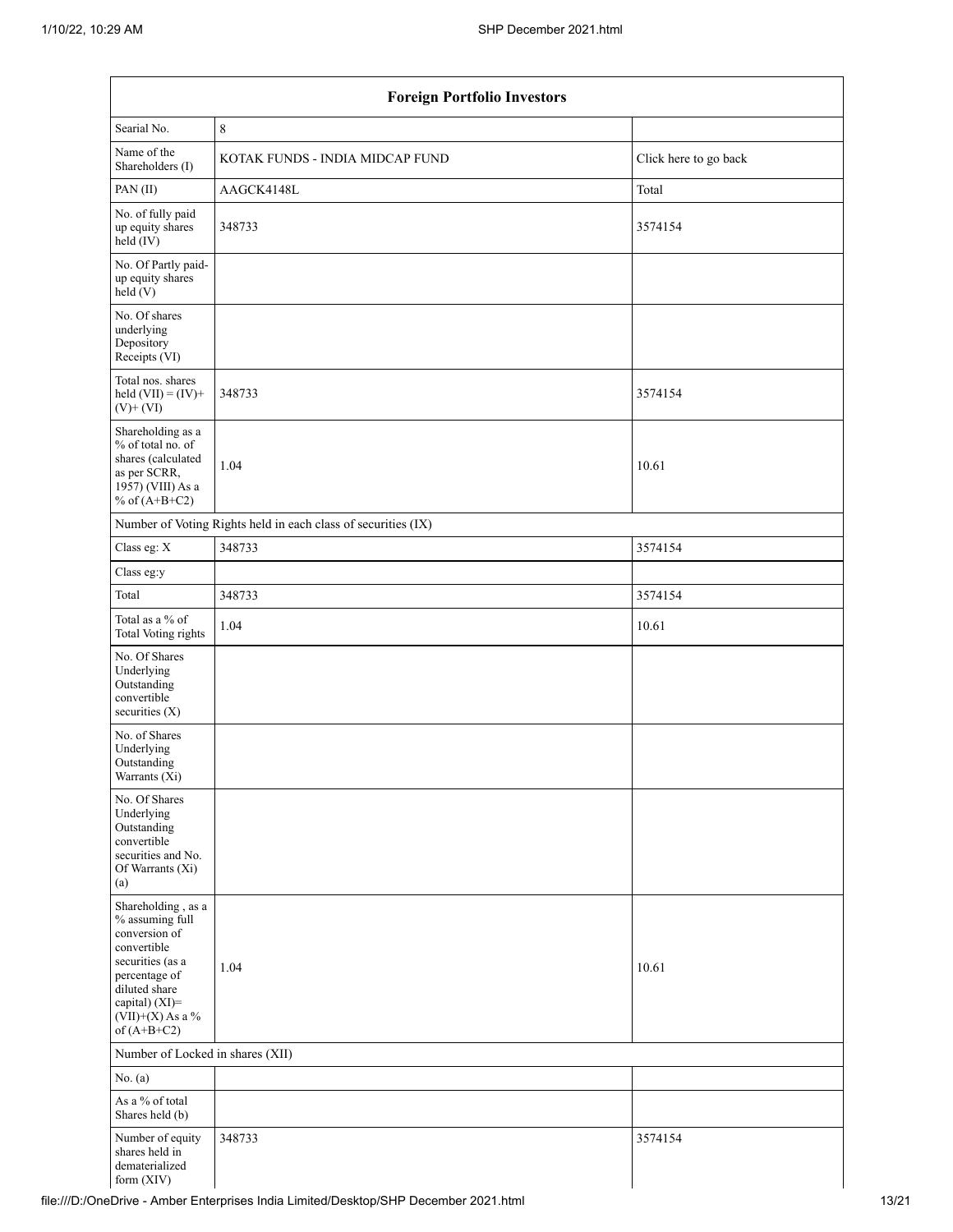| Foreign Portfolio Investors | | |
|---|---|---|
| Searial No. | 8 | |
| Name of the Shareholders (I) | KOTAK FUNDS - INDIA MIDCAP FUND | Click here to go back |
| PAN (II) | AAGCK4148L | Total |
| No. of fully paid up equity shares held (IV) | 348733 | 3574154 |
| No. Of Partly paid-up equity shares held (V) | | |
| No. Of shares underlying Depository Receipts (VI) | | |
| Total nos. shares held (VII) = (IV)+ (V)+ (VI) | 348733 | 3574154 |
| Shareholding as a % of total no. of shares (calculated as per SCRR, 1957) (VIII) As a % of (A+B+C2) | 1.04 | 10.61 |
| Number of Voting Rights held in each class of securities (IX) | | |
| Class eg: X | 348733 | 3574154 |
| Class eg:y | | |
| Total | 348733 | 3574154 |
| Total as a % of Total Voting rights | 1.04 | 10.61 |
| No. Of Shares Underlying Outstanding convertible securities (X) | | |
| No. of Shares Underlying Outstanding Warrants (Xi) | | |
| No. Of Shares Underlying Outstanding convertible securities and No. Of Warrants (Xi) (a) | | |
| Shareholding , as a % assuming full conversion of convertible securities (as a percentage of diluted share capital) (XI)= (VII)+(X) As a % of (A+B+C2) | 1.04 | 10.61 |
| Number of Locked in shares (XII) | | |
| No. (a) | | |
| As a % of total Shares held (b) | | |
| Number of equity shares held in dematerialized form (XIV) | 348733 | 3574154 |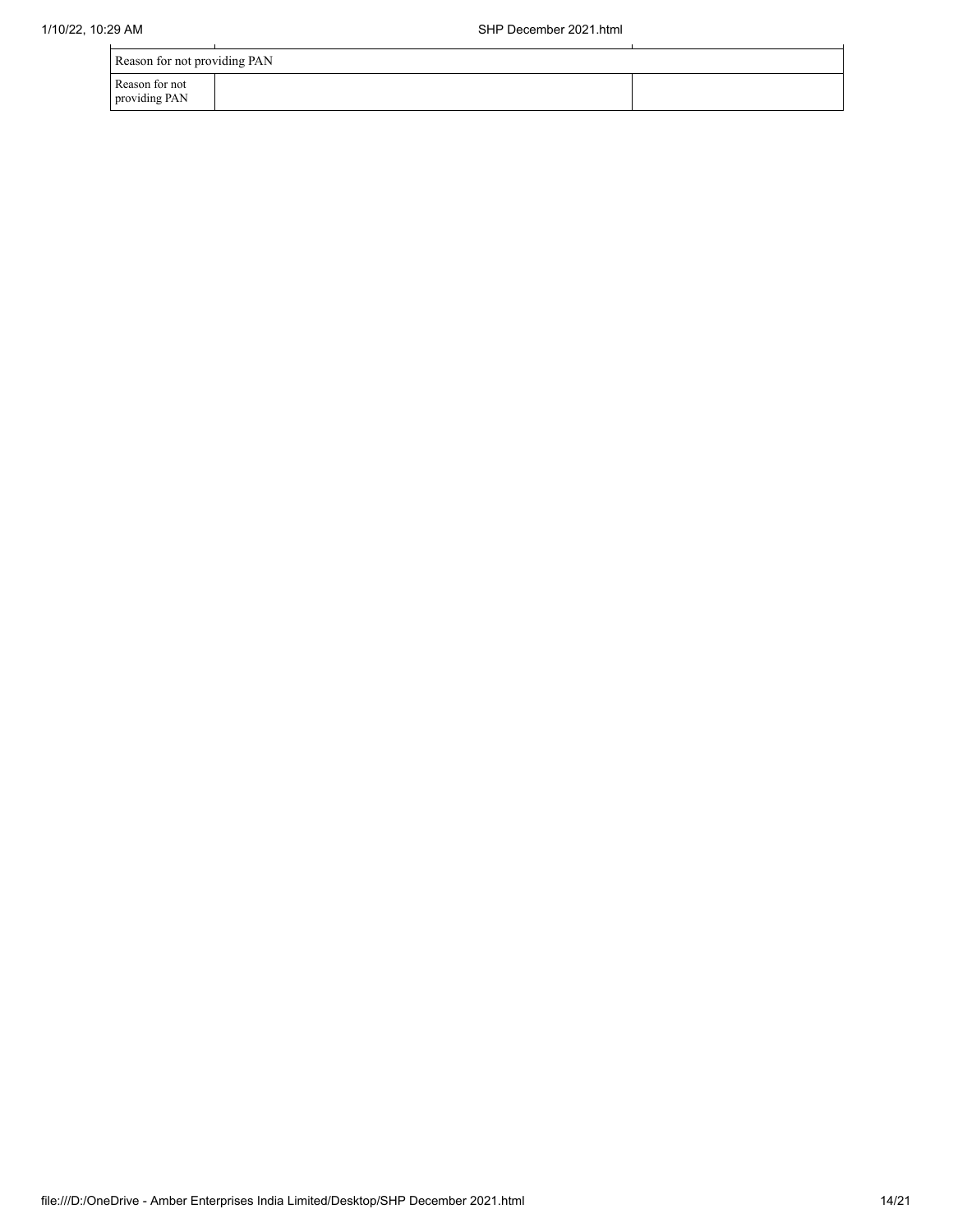| Reason for not providing PAN | | |
| --- | --- | --- |
| Reason for not providing PAN | | |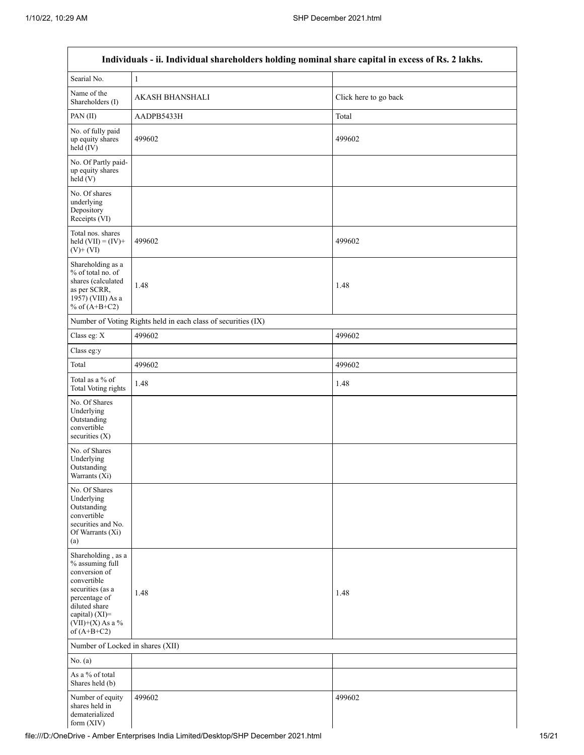| Individuals - ii. Individual shareholders holding nominal share capital in excess of Rs. 2 lakhs. | | |
|---|---|---|
| Searial No. | 1 | |
| Name of the Shareholders (I) | AKASH BHANSHALI | Click here to go back |
| PAN (II) | AADPB5433H | Total |
| No. of fully paid up equity shares held (IV) | 499602 | 499602 |
| No. Of Partly paid-up equity shares held (V) | | |
| No. Of shares underlying Depository Receipts (VI) | | |
| Total nos. shares held (VII) = (IV)+ (V)+ (VI) | 499602 | 499602 |
| Shareholding as a % of total no. of shares (calculated as per SCRR, 1957) (VIII) As a % of (A+B+C2) | 1.48 | 1.48 |
| Number of Voting Rights held in each class of securities (IX) | | |
| Class eg: X | 499602 | 499602 |
| Class eg:y | | |
| Total | 499602 | 499602 |
| Total as a % of Total Voting rights | 1.48 | 1.48 |
| No. Of Shares Underlying Outstanding convertible securities (X) | | |
| No. of Shares Underlying Outstanding Warrants (Xi) | | |
| No. Of Shares Underlying Outstanding convertible securities and No. Of Warrants (Xi) (a) | | |
| Shareholding , as a % assuming full conversion of convertible securities (as a percentage of diluted share capital) (XI)= (VII)+(X) As a % of (A+B+C2) | 1.48 | 1.48 |
| Number of Locked in shares (XII) | | |
| No. (a) | | |
| As a % of total Shares held (b) | | |
| Number of equity shares held in dematerialized form (XIV) | 499602 | 499602 |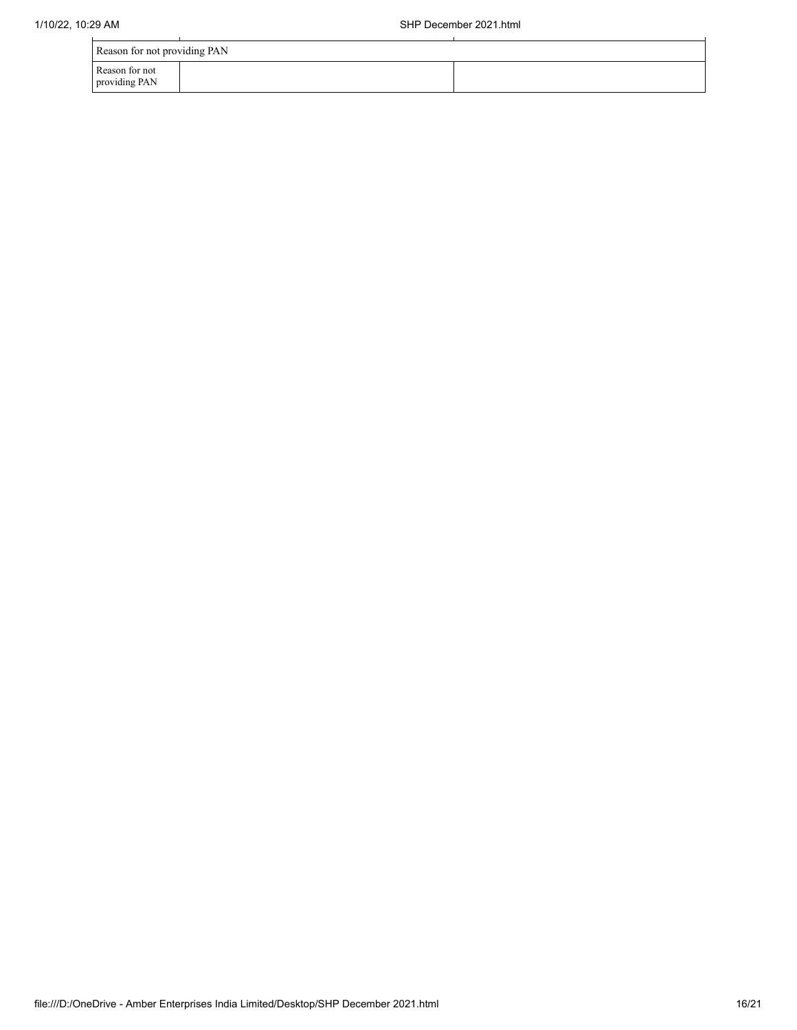| Reason for not providing PAN | | |
| --- | --- | --- |
| Reason for not providing PAN | | |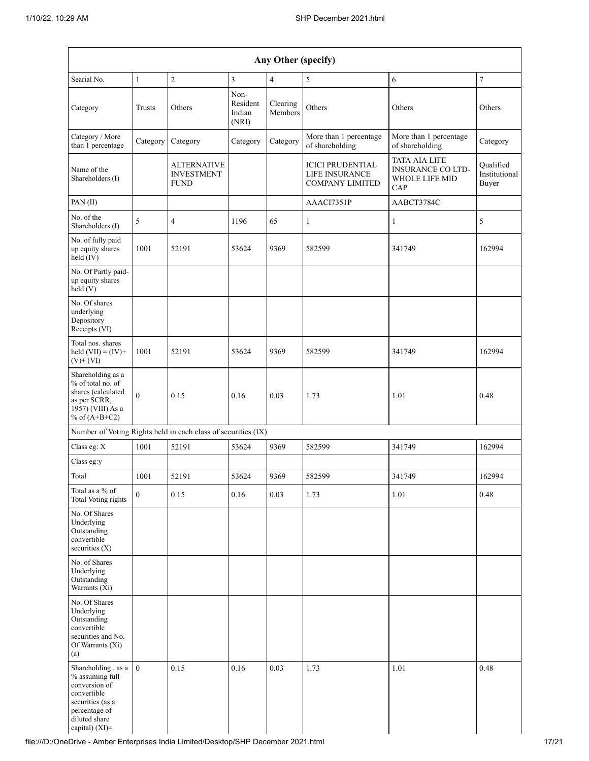| Any Other (specify) | | | | | | | |
|---|---|---|---|---|---|---|---|
| Searial No. | 1 | 2 | 3 | 4 | 5 | 6 | 7 |
| Category | Trusts | Others | Non-Resident Indian (NRI) | Clearing Members | Others | Others | Others |
| Category / More than 1 percentage | Category | Category | Category | Category | More than 1 percentage of shareholding | More than 1 percentage of shareholding | Category |
| Name of the Shareholders (I) | | ALTERNATIVE INVESTMENT FUND | | | ICICI PRUDENTIAL LIFE INSURANCE COMPANY LIMITED | TATA AIA LIFE INSURANCE CO LTD-WHOLE LIFE MID CAP | Qualified Institutional Buyer |
| PAN (II) | | | | | AAACI7351P | AABCT3784C | |
| No. of the Shareholders (I) | 5 | 4 | 1196 | 65 | 1 | 1 | 5 |
| No. of fully paid up equity shares held (IV) | 1001 | 52191 | 53624 | 9369 | 582599 | 341749 | 162994 |
| No. Of Partly paid-up equity shares held (V) | | | | | | | |
| No. Of shares underlying Depository Receipts (VI) | | | | | | | |
| Total nos. shares held (VII) = (IV)+ (V)+ (VI) | 1001 | 52191 | 53624 | 9369 | 582599 | 341749 | 162994 |
| Shareholding as a % of total no. of shares (calculated as per SCRR, 1957) (VIII) As a % of (A+B+C2) | 0 | 0.15 | 0.16 | 0.03 | 1.73 | 1.01 | 0.48 |
| Number of Voting Rights held in each class of securities (IX) | | | | | | | |
| Class eg: X | 1001 | 52191 | 53624 | 9369 | 582599 | 341749 | 162994 |
| Class eg:y | | | | | | | |
| Total | 1001 | 52191 | 53624 | 9369 | 582599 | 341749 | 162994 |
| Total as a % of Total Voting rights | 0 | 0.15 | 0.16 | 0.03 | 1.73 | 1.01 | 0.48 |
| No. Of Shares Underlying Outstanding convertible securities (X) | | | | | | | |
| No. of Shares Underlying Outstanding Warrants (Xi) | | | | | | | |
| No. Of Shares Underlying Outstanding convertible securities and No. Of Warrants (Xi) (a) | | | | | | | |
| Shareholding , as a % assuming full conversion of convertible securities (as a percentage of diluted share capital) (XI)= | 0 | 0.15 | 0.16 | 0.03 | 1.73 | 1.01 | 0.48 |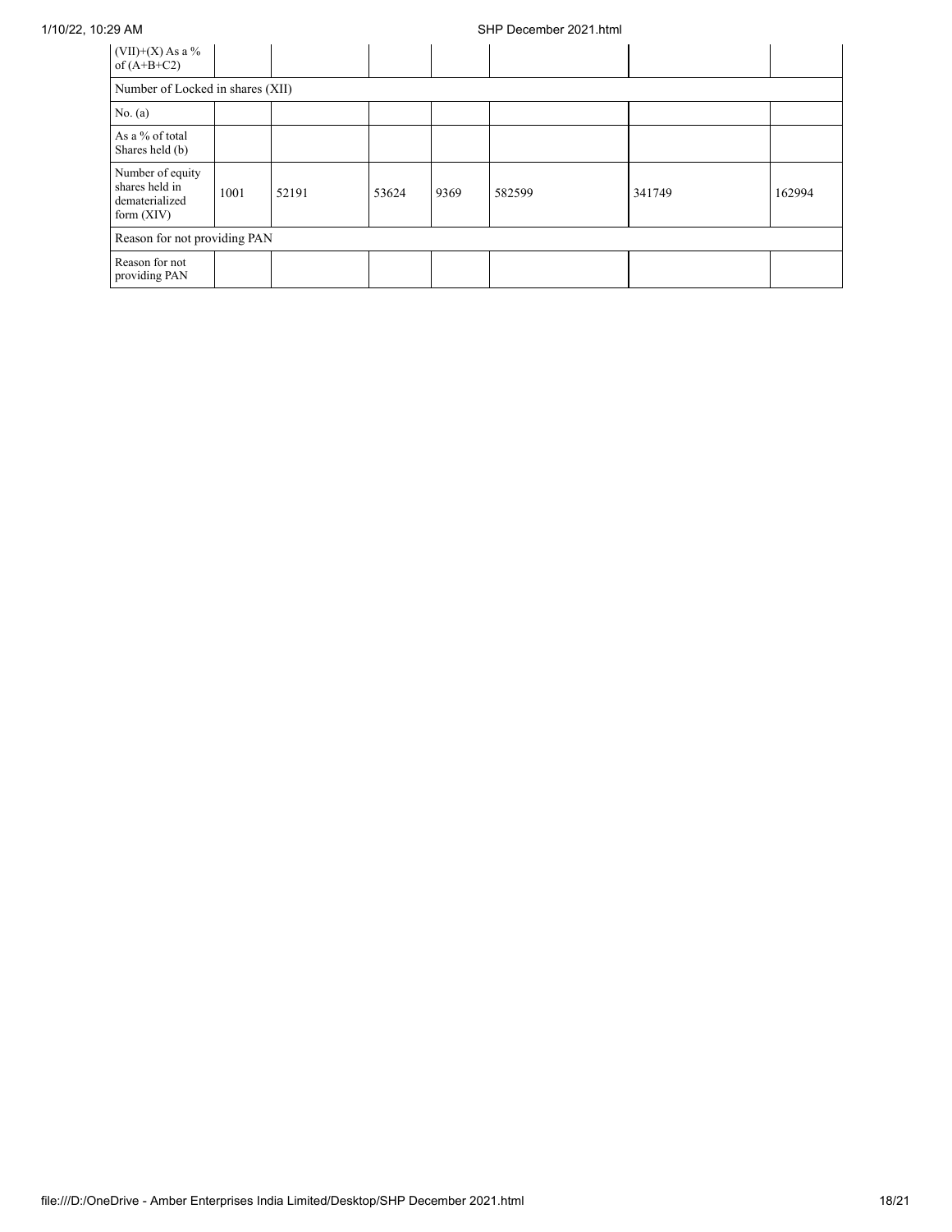| (VII)+(X) As a % of (A+B+C2) | | | | | | | |
|---|---|---|---|---|---|---|---|
| Number of Locked in shares (XII) | | | | | | | |
| No. (a) | | | | | | | |
| As a % of total Shares held (b) | | | | | | | |
| Number of equity shares held in dematerialized form (XIV) | 1001 | 52191 | 53624 | 9369 | 582599 | 341749 | 162994 |
| Reason for not providing PAN | | | | | | | |
| Reason for not providing PAN | | | | | | | |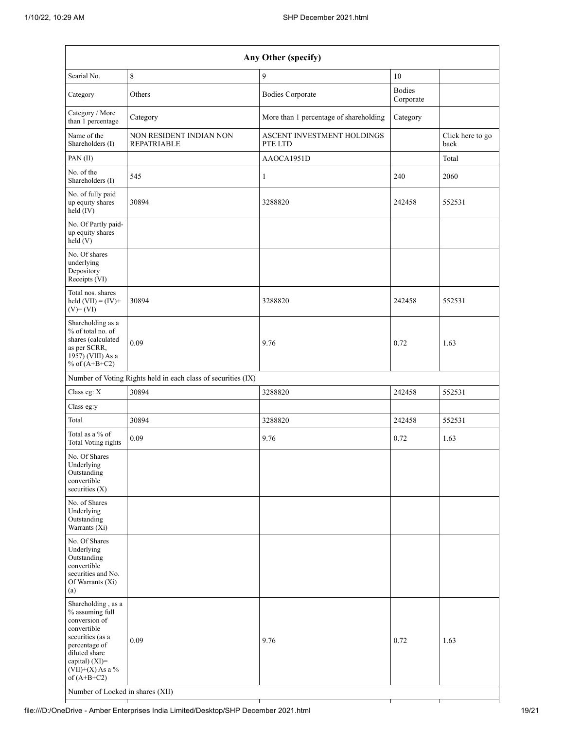| Any Other (specify) | | | | |
|---|---|---|---|---|
| Searial No. | 8 | 9 | 10 | |
| Category | Others | Bodies Corporate | Bodies Corporate | |
| Category / More than 1 percentage | Category | More than 1 percentage of shareholding | Category | |
| Name of the Shareholders (I) | NON RESIDENT INDIAN NON REPATRIABLE | ASCENT INVESTMENT HOLDINGS PTE LTD | | Click here to go back |
| PAN (II) | | AAOCA1951D | | Total |
| No. of the Shareholders (I) | 545 | 1 | 240 | 2060 |
| No. of fully paid up equity shares held (IV) | 30894 | 3288820 | 242458 | 552531 |
| No. Of Partly paid-up equity shares held (V) | | | | |
| No. Of shares underlying Depository Receipts (VI) | | | | |
| Total nos. shares held (VII) = (IV)+ (V)+ (VI) | 30894 | 3288820 | 242458 | 552531 |
| Shareholding as a % of total no. of shares (calculated as per SCRR, 1957) (VIII) As a % of (A+B+C2) | 0.09 | 9.76 | 0.72 | 1.63 |
| Number of Voting Rights held in each class of securities (IX) | | | | |
| Class eg: X | 30894 | 3288820 | 242458 | 552531 |
| Class eg:y | | | | |
| Total | 30894 | 3288820 | 242458 | 552531 |
| Total as a % of Total Voting rights | 0.09 | 9.76 | 0.72 | 1.63 |
| No. Of Shares Underlying Outstanding convertible securities (X) | | | | |
| No. of Shares Underlying Outstanding Warrants (Xi) | | | | |
| No. Of Shares Underlying Outstanding convertible securities and No. Of Warrants (Xi) (a) | | | | |
| Shareholding , as a % assuming full conversion of convertible securities (as a percentage of diluted share capital) (XI)= (VII)+(X) As a % of (A+B+C2) | 0.09 | 9.76 | 0.72 | 1.63 |
| Number of Locked in shares (XII) | | | | |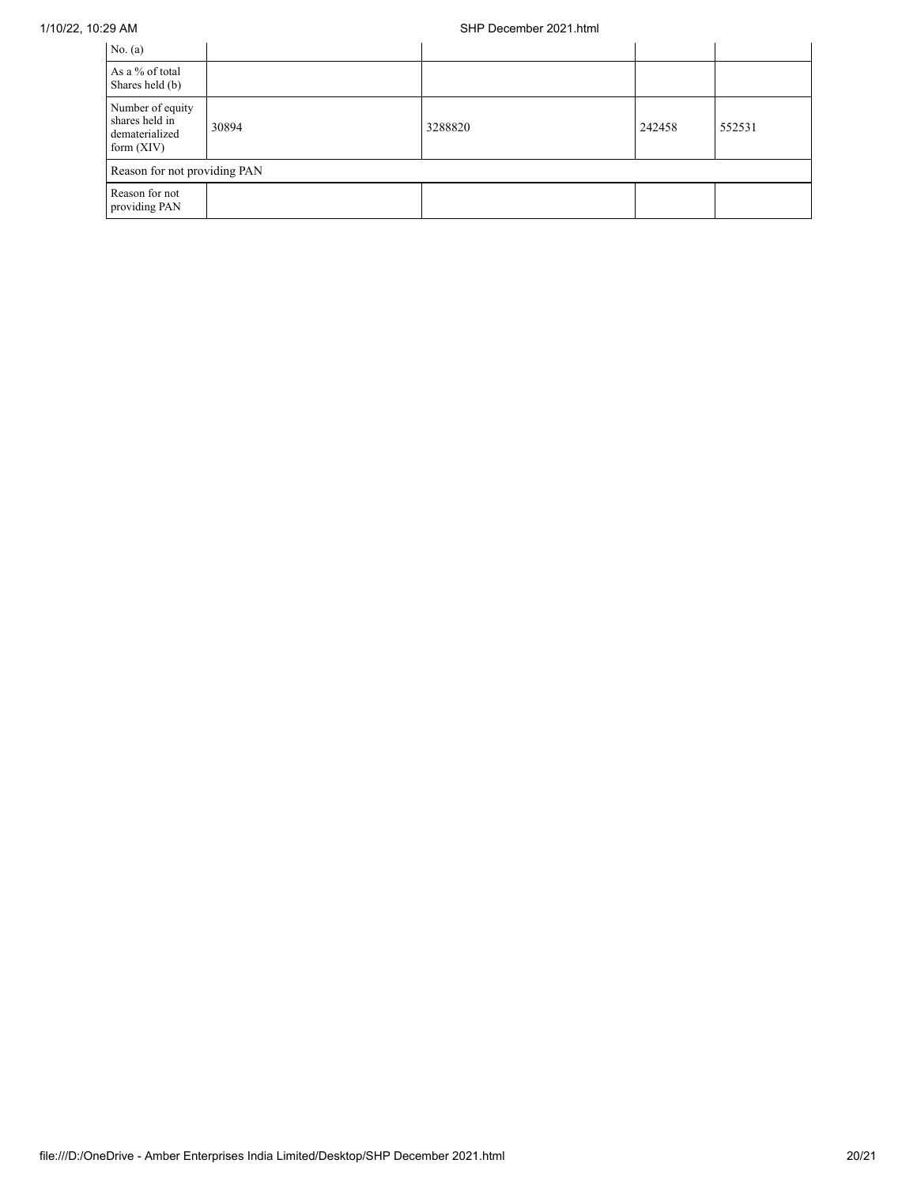| | | | | |
|---|---|---|---|---|
| No. (a) | | | | |
| As a % of total Shares held (b) | | | | |
| Number of equity shares held in dematerialized form (XIV) | 30894 | 3288820 | 242458 | 552531 |
| Reason for not providing PAN | | | | |
| Reason for not providing PAN | | | | |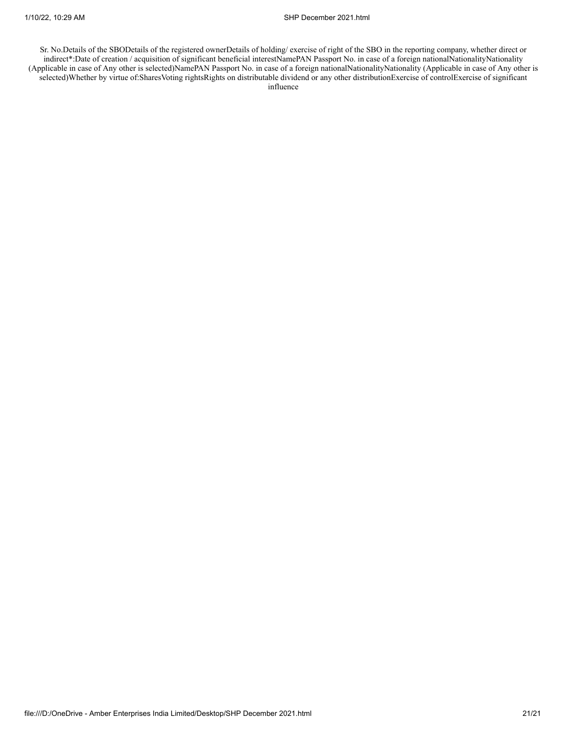Sr. No.Details of the SBODetails of the registered ownerDetails of holding/ exercise of right of the SBO in the reporting company, whether direct or indirect*:Date of creation / acquisition of significant beneficial interestNamePAN Passport No. in case of a foreign nationalNationalityNationality (Applicable in case of Any other is selected)NamePAN Passport No. in case of a foreign nationalNationalityNationality (Applicable in case of Any other is selected)Whether by virtue of:SharesVoting rightsRights on distributable dividend or any other distributionExercise of controlExercise of significant influence